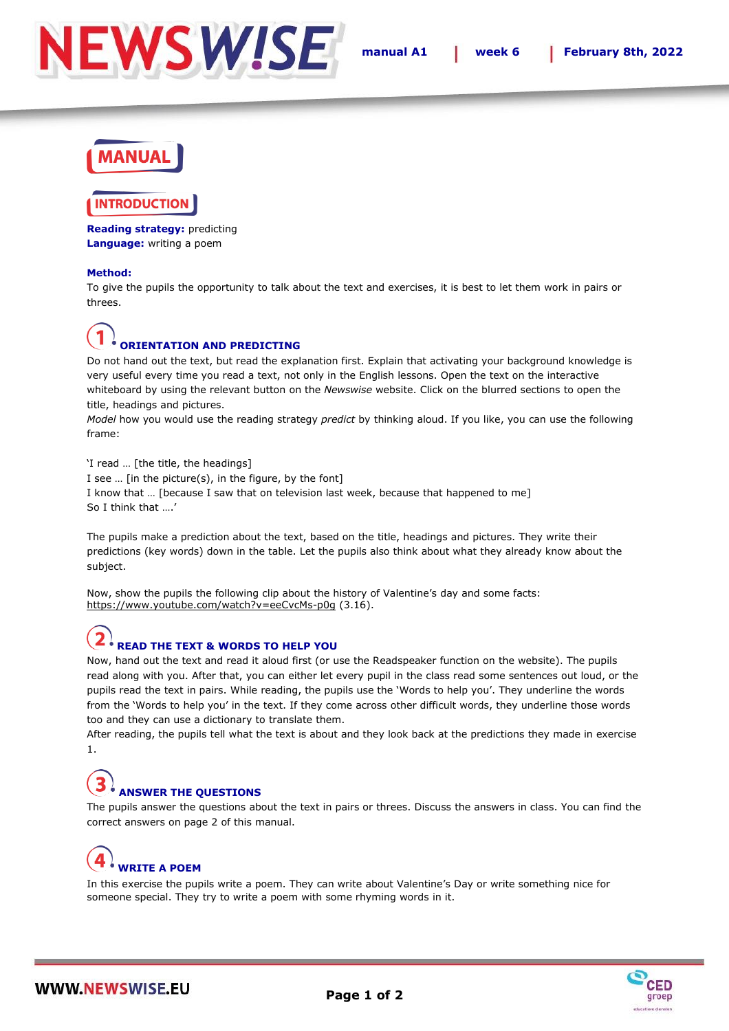# MANUAL

## INTRODUCTION

**Reading strategy:** predicting
**Language:** writing a poem

**Method:**
To give the pupils the opportunity to talk about the text and exercises, it is best to let them work in pairs or threes.

### 1. ORIENTATION AND PREDICTING

Do not hand out the text, but read the explanation first. Explain that activating your background knowledge is very useful every time you read a text, not only in the English lessons. Open the text on the interactive whiteboard by using the relevant button on the *Newswise* website. Click on the blurred sections to open the title, headings and pictures.
*Model* how you would use the reading strategy *predict* by thinking aloud. If you like, you can use the following frame:

'I read … [the title, the headings]
I see … [in the picture(s), in the figure, by the font]
I know that … [because I saw that on television last week, because that happened to me]
So I think that ….'

The pupils make a prediction about the text, based on the title, headings and pictures. They write their predictions (key words) down in the table. Let the pupils also think about what they already know about the subject.

Now, show the pupils the following clip about the history of Valentine's day and some facts: https://www.youtube.com/watch?v=eeCvcMs-p0g (3.16).

### 2. READ THE TEXT & WORDS TO HELP YOU

Now, hand out the text and read it aloud first (or use the Readspeaker function on the website). The pupils read along with you. After that, you can either let every pupil in the class read some sentences out loud, or the pupils read the text in pairs. While reading, the pupils use the 'Words to help you'. They underline the words from the 'Words to help you' in the text. If they come across other difficult words, they underline those words too and they can use a dictionary to translate them.
After reading, the pupils tell what the text is about and they look back at the predictions they made in exercise 1.

### 3. ANSWER THE QUESTIONS

The pupils answer the questions about the text in pairs or threes. Discuss the answers in class. You can find the correct answers on page 2 of this manual.

### 4. WRITE A POEM

In this exercise the pupils write a poem. They can write about Valentine's Day or write something nice for someone special. They try to write a poem with some rhyming words in it.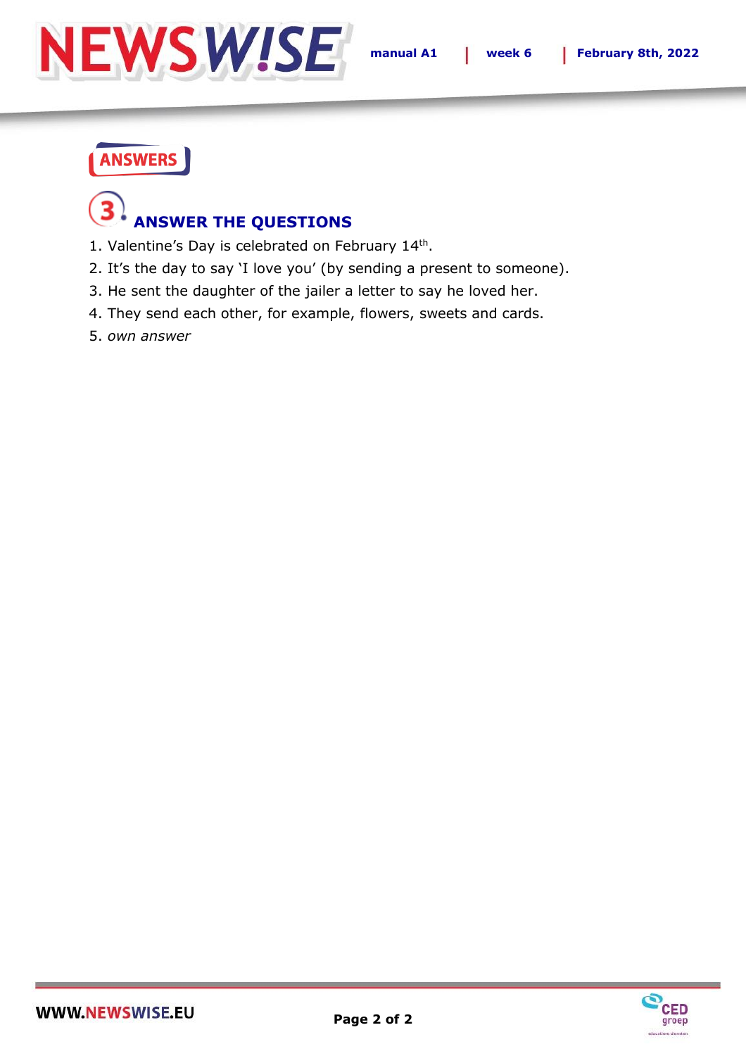## ANSWERS

### 3. ANSWER THE QUESTIONS

1. Valentine's Day is celebrated on February 14th.
2. It's the day to say 'I love you' (by sending a present to someone).
3. He sent the daughter of the jailer a letter to say he loved her.
4. They send each other, for example, flowers, sweets and cards.
5. *own answer*